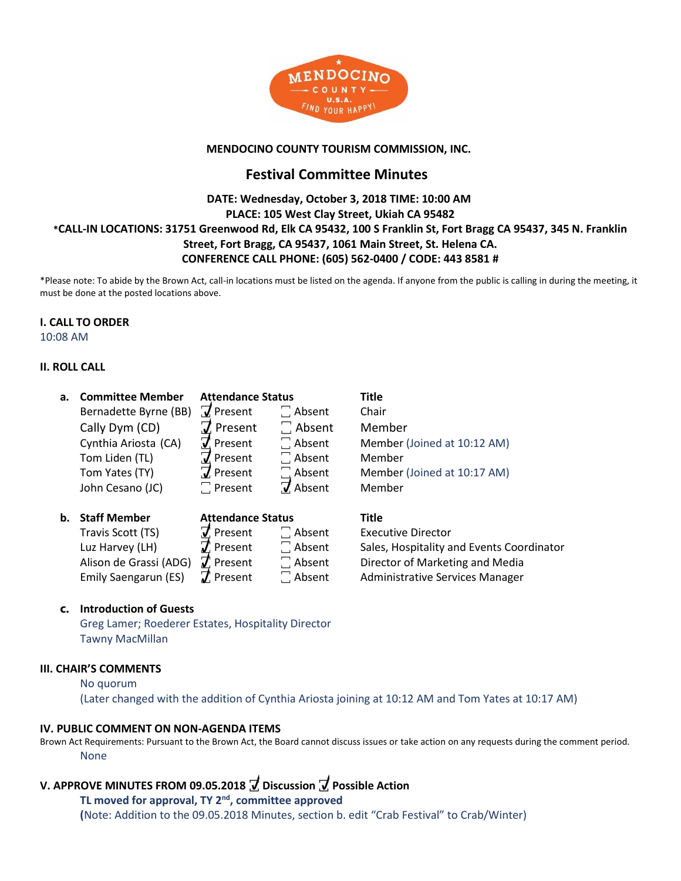**MENDOCINO COUNTY TOURISM COMMISSION, INC.**

# Festival Committee Minutes

**DATE: Wednesday, October 3, 2018 TIME: 10:00 AM**
**PLACE: 105 West Clay Street, Ukiah CA 95482**
**\*CALL-IN LOCATIONS: 31751 Greenwood Rd, Elk CA 95432, 100 S Franklin St, Fort Bragg CA 95437, 345 N. Franklin Street, Fort Bragg, CA 95437, 1061 Main Street, St. Helena CA.**
**CONFERENCE CALL PHONE: (605) 562-0400 / CODE: 443 8581 #**

*Please note: To abide by the Brown Act, call-in locations must be listed on the agenda. If anyone from the public is calling in during the meeting, it must be done at the posted locations above.

### I. CALL TO ORDER

10:08 AM

### II. ROLL CALL

**a.**

| Committee Member | Attendance Status | | Title |
|---|---|---|---|
| Bernadette Byrne (BB) | ☑ Present | ☐ Absent | Chair |
| Cally Dym (CD) | ☑ Present | ☐ Absent | Member |
| Cynthia Ariosta (CA) | ☑ Present | ☐ Absent | Member (Joined at 10:12 AM) |
| Tom Liden (TL) | ☑ Present | ☐ Absent | Member |
| Tom Yates (TY) | ☑ Present | ☐ Absent | Member (Joined at 10:17 AM) |
| John Cesano (JC) | ☐ Present | ☑ Absent | Member |

**b.**

| Staff Member | Attendance Status | | Title |
|---|---|---|---|
| Travis Scott (TS) | ☑ Present | ☐ Absent | Executive Director |
| Luz Harvey (LH) | ☑ Present | ☐ Absent | Sales, Hospitality and Events Coordinator |
| Alison de Grassi (ADG) | ☑ Present | ☐ Absent | Director of Marketing and Media |
| Emily Saengarun (ES) | ☑ Present | ☐ Absent | Administrative Services Manager |

**c. Introduction of Guests**

Greg Lamer; Roederer Estates, Hospitality Director
Tawny MacMillan

### III. CHAIR'S COMMENTS

No quorum
(Later changed with the addition of Cynthia Ariosta joining at 10:12 AM and Tom Yates at 10:17 AM)

### IV. PUBLIC COMMENT ON NON-AGENDA ITEMS

Brown Act Requirements: Pursuant to the Brown Act, the Board cannot discuss issues or take action on any requests during the comment period.

None

### V. APPROVE MINUTES FROM 09.05.2018 ☑ Discussion ☑ Possible Action

**TL moved for approval, TY 2nd, committee approved**

**(**Note: Addition to the 09.05.2018 Minutes, section b. edit "Crab Festival" to Crab/Winter)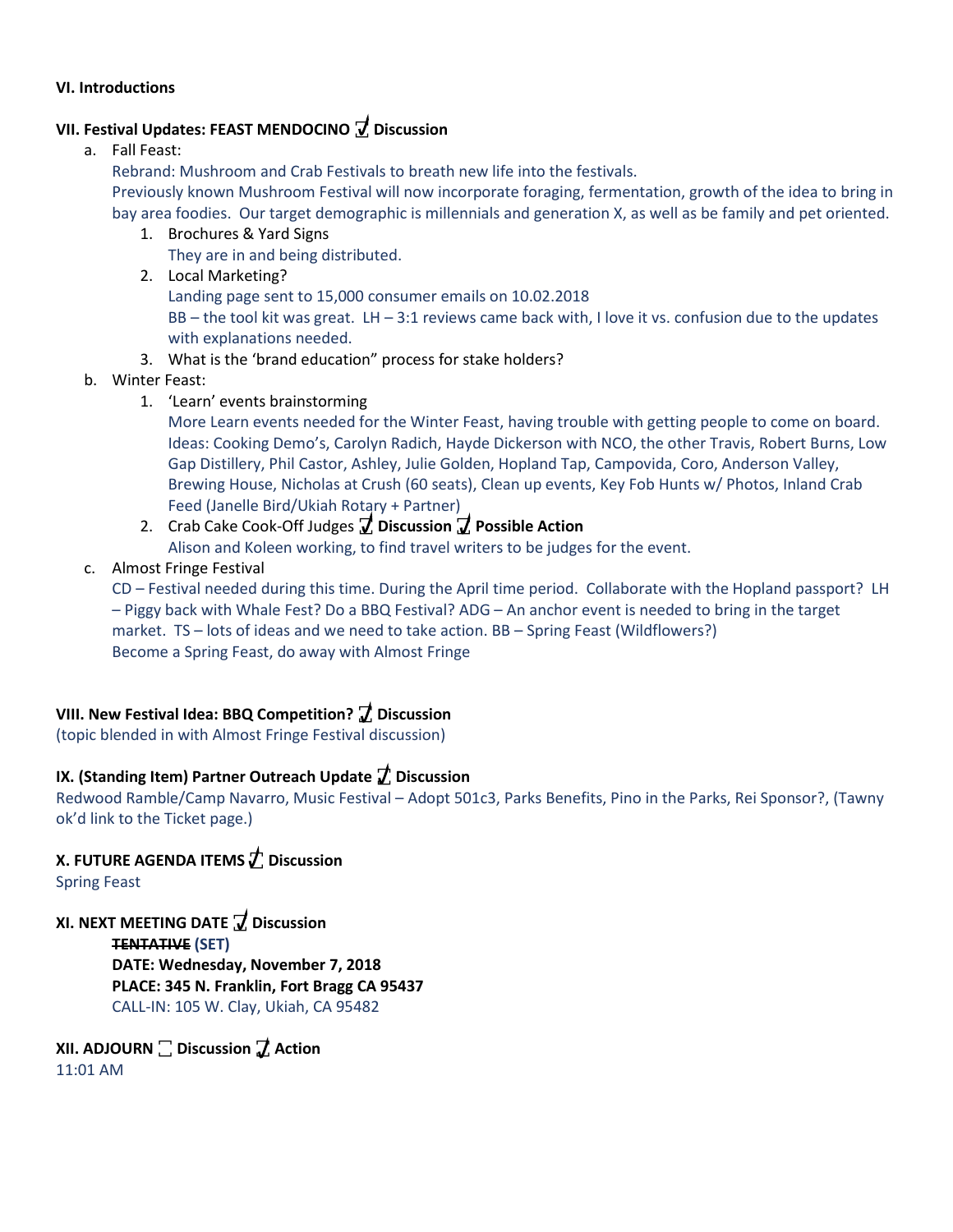**VI. Introductions**

**VII. Festival Updates: FEAST MENDOCINO ☑ Discussion**

a. Fall Feast:

Rebrand: Mushroom and Crab Festivals to breath new life into the festivals.
Previously known Mushroom Festival will now incorporate foraging, fermentation, growth of the idea to bring in bay area foodies. Our target demographic is millennials and generation X, as well as be family and pet oriented.

1. Brochures & Yard Signs
   They are in and being distributed.
2. Local Marketing?
   Landing page sent to 15,000 consumer emails on 10.02.2018
   BB – the tool kit was great. LH – 3:1 reviews came back with, I love it vs. confusion due to the updates with explanations needed.
3. What is the 'brand education" process for stake holders?

b. Winter Feast:

1. 'Learn' events brainstorming
   More Learn events needed for the Winter Feast, having trouble with getting people to come on board. Ideas: Cooking Demo's, Carolyn Radich, Hayde Dickerson with NCO, the other Travis, Robert Burns, Low Gap Distillery, Phil Castor, Ashley, Julie Golden, Hopland Tap, Campovida, Coro, Anderson Valley, Brewing House, Nicholas at Crush (60 seats), Clean up events, Key Fob Hunts w/ Photos, Inland Crab Feed (Janelle Bird/Ukiah Rotary + Partner)
2. Crab Cake Cook-Off Judges ☑ **Discussion** ☑ **Possible Action**
   Alison and Koleen working, to find travel writers to be judges for the event.

c. Almost Fringe Festival

CD – Festival needed during this time. During the April time period. Collaborate with the Hopland passport? LH – Piggy back with Whale Fest? Do a BBQ Festival? ADG – An anchor event is needed to bring in the target market. TS – lots of ideas and we need to take action. BB – Spring Feast (Wildflowers?)
Become a Spring Feast, do away with Almost Fringe

**VIII. New Festival Idea: BBQ Competition? ☑ Discussion**

(topic blended in with Almost Fringe Festival discussion)

**IX. (Standing Item) Partner Outreach Update ☑ Discussion**

Redwood Ramble/Camp Navarro, Music Festival – Adopt 501c3, Parks Benefits, Pino in the Parks, Rei Sponsor?, (Tawny ok'd link to the Ticket page.)

**X. FUTURE AGENDA ITEMS ☑ Discussion**

Spring Feast

**XI. NEXT MEETING DATE ☑ Discussion**

~~**TENTATIVE**~~ **(SET)**
**DATE: Wednesday, November 7, 2018**
**PLACE: 345 N. Franklin, Fort Bragg CA 95437**
CALL-IN: 105 W. Clay, Ukiah, CA 95482

**XII. ADJOURN ☐ Discussion ☑ Action**

11:01 AM